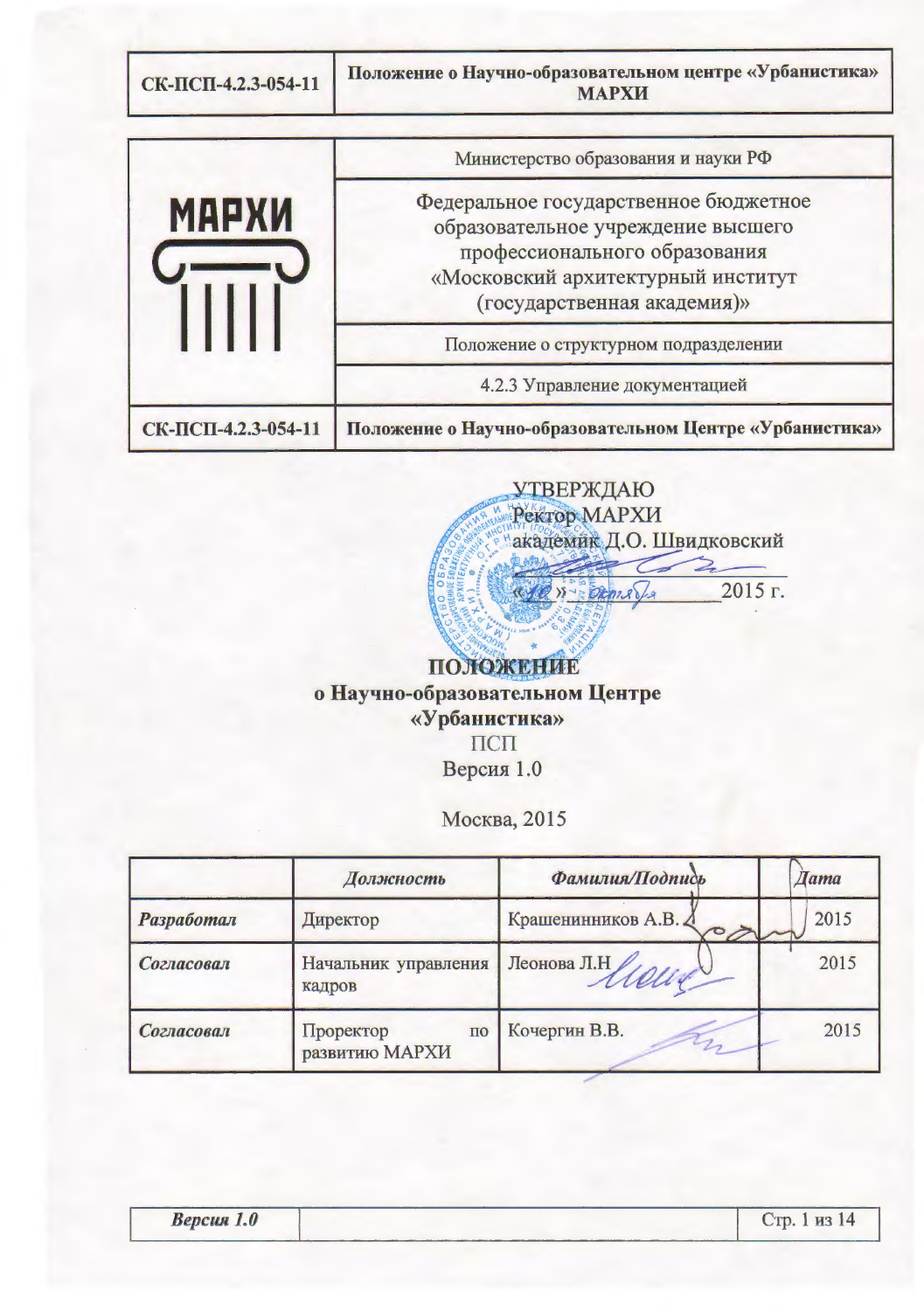| МАРХИ | Министерство образования и науки РФ |
|---|---|
| | Федеральное государственное бюджетное образовательное учреждение высшего профессионального образования «Московский архитектурный институт (государственная академия)» |
| | Положение о структурном подразделении |
| | 4.2.3 Управление документацией |
| **СК-ПСП-4.2.3-054-11** | **Положение о Научно-образовательном Центре «Урбанистика»** |

УТВЕРЖДАЮ
Ректор МАРХИ
академик Д.О. Швидковский

«10» октября 2015 г.

# ПОЛОЖЕНИЕ
## о Научно-образовательном Центре «Урбанистика»

ПСП

Версия 1.0

Москва, 2015

| | *Должность* | *Фамилия/Подпись* | *Дата* |
|---|---|---|---|
| ***Разработал*** | Директор | Крашенинников А.В. | 2015 |
| ***Согласовал*** | Начальник управления кадров | Леонова Л.Н | 2015 |
| ***Согласовал*** | Проректор по развитию МАРХИ | Кочергин В.В. | 2015 |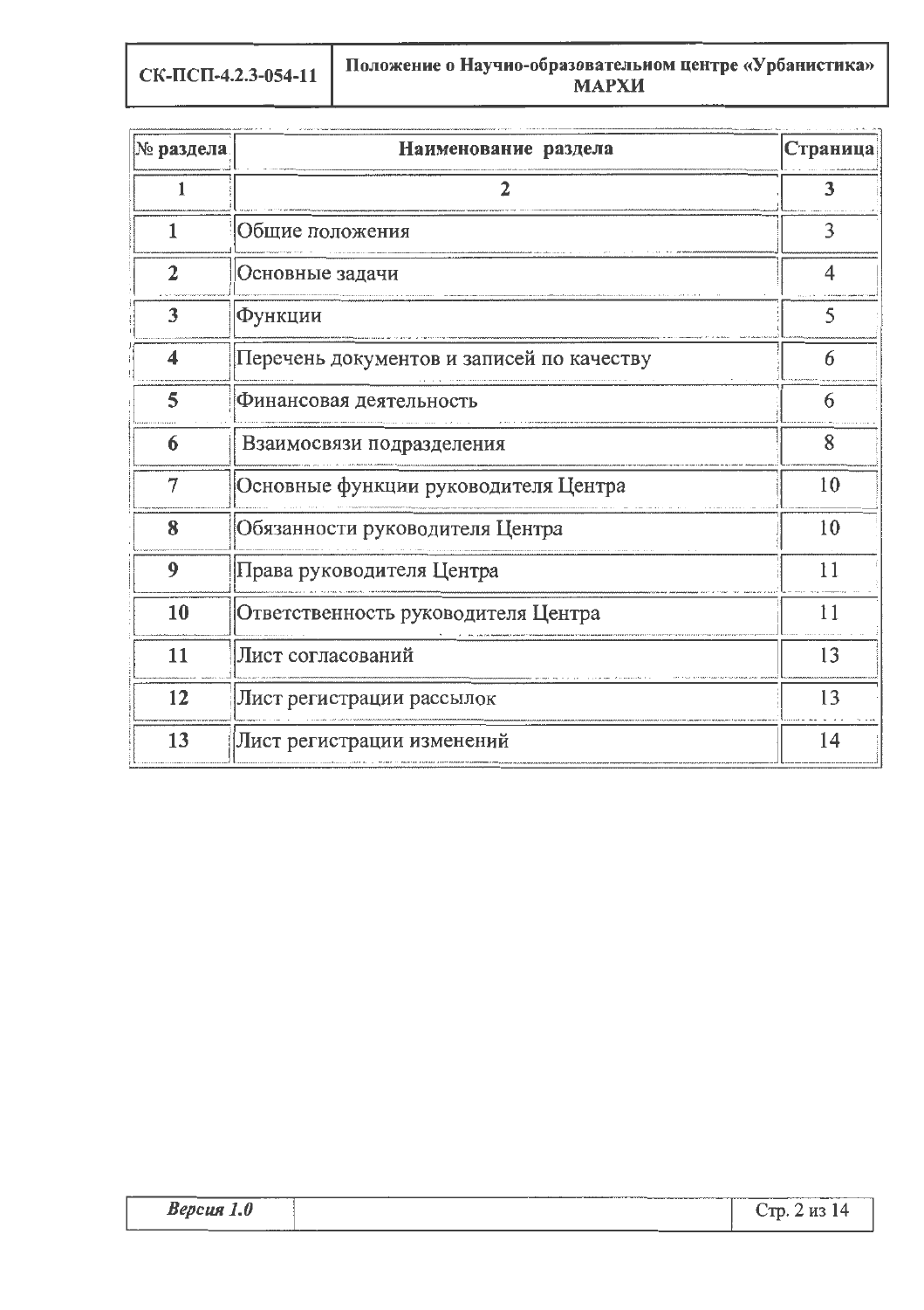| № раздела | Наименование раздела | Страница |
|---|---|---|
| 1 | 2 | 3 |
| 1 | Общие положения | 3 |
| 2 | Основные задачи | 4 |
| 3 | Функции | 5 |
| 4 | Перечень документов и записей по качеству | 6 |
| 5 | Финансовая деятельность | 6 |
| 6 | Взаимосвязи подразделения | 8 |
| 7 | Основные функции руководителя Центра | 10 |
| 8 | Обязанности руководителя Центра | 10 |
| 9 | Права руководителя Центра | 11 |
| 10 | Ответственность руководителя Центра | 11 |
| 11 | Лист согласований | 13 |
| 12 | Лист регистрации рассылок | 13 |
| 13 | Лист регистрации изменений | 14 |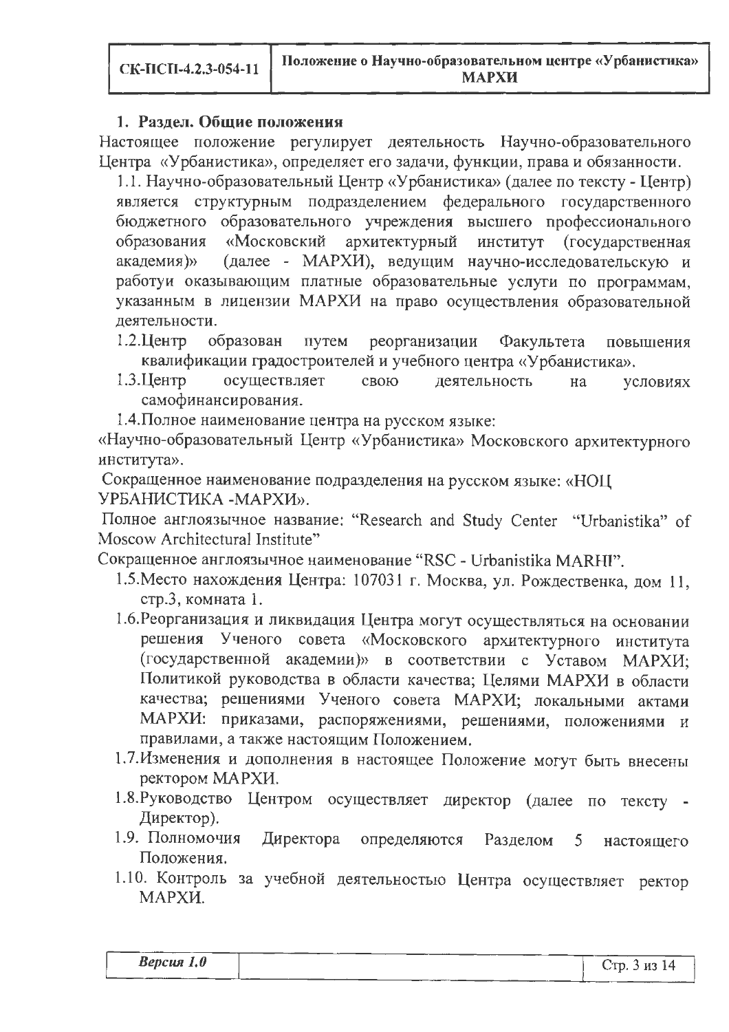## 1. Раздел. Общие положения

Настоящее положение регулирует деятельность Научно-образовательного Центра «Урбанистика», определяет его задачи, функции, права и обязанности.

1.1. Научно-образовательный Центр «Урбанистика» (далее по тексту - Центр) является структурным подразделением федерального государственного бюджетного образовательного учреждения высшего профессионального образования «Московский архитектурный институт (государственная академия)» (далее - МАРХИ), ведущим научно-исследовательскую и работуи оказывающим платные образовательные услуги по программам, указанным в лицензии МАРХИ на право осуществления образовательной деятельности.

1.2. Центр образован путем реорганизации Факультета повышения квалификации градостроителей и учебного центра «Урбанистика».

1.3. Центр осуществляет свою деятельность на условиях самофинансирования.

1.4. Полное наименование центра на русском языке:

«Научно-образовательный Центр «Урбанистика» Московского архитектурного института».

Сокращенное наименование подразделения на русском языке: «НОЦ УРБАНИСТИКА -МАРХИ».

Полное англоязычное название: “Research and Study Center “Urbanistika” of Moscow Architectural Institute”

Сокращенное англоязычное наименование “RSC - Urbanistika MARHI”.

1.5. Место нахождения Центра: 107031 г. Москва, ул. Рождественка, дом 11, стр.3, комната 1.

1.6. Реорганизация и ликвидация Центра могут осуществляться на основании решения Ученого совета «Московского архитектурного института (государственной академии)» в соответствии с Уставом МАРХИ; Политикой руководства в области качества; Целями МАРХИ в области качества; решениями Ученого совета МАРХИ; локальными актами МАРХИ: приказами, распоряжениями, решениями, положениями и правилами, а также настоящим Положением.

1.7. Изменения и дополнения в настоящее Положение могут быть внесены ректором МАРХИ.

1.8. Руководство Центром осуществляет директор (далее по тексту - Директор).

1.9. Полномочия Директора определяются Разделом 5 настоящего Положения.

1.10. Контроль за учебной деятельностью Центра осуществляет ректор МАРХИ.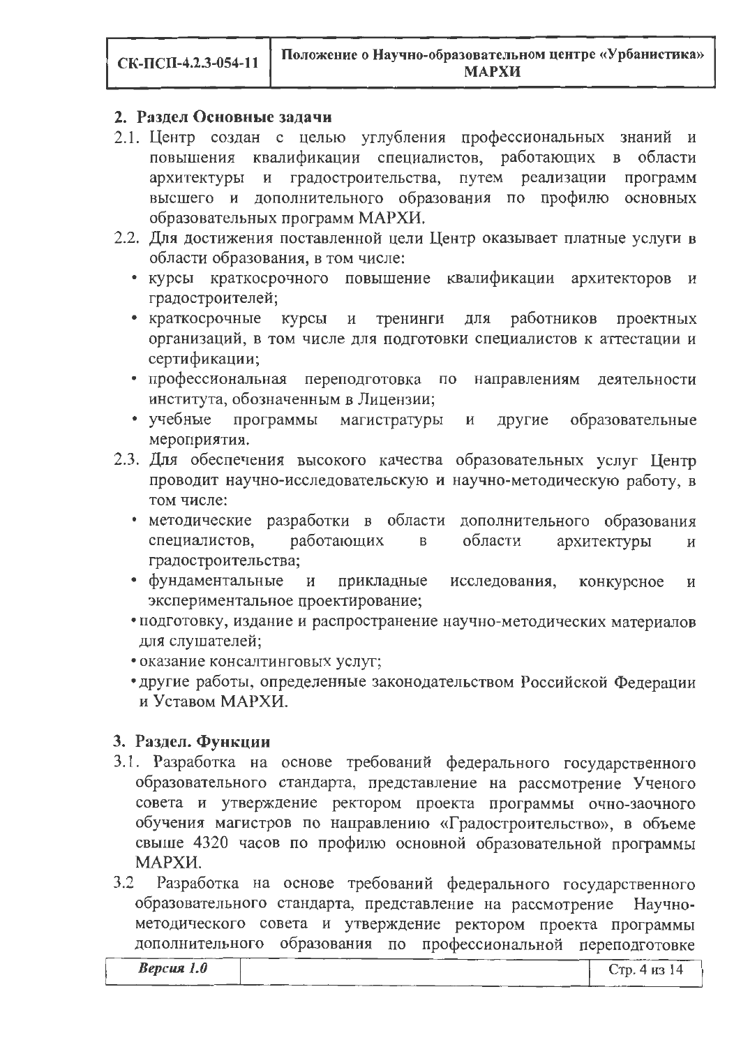## 2. Раздел Основные задачи

2.1. Центр создан с целью углубления профессиональных знаний и повышения квалификации специалистов, работающих в области архитектуры и градостроительства, путем реализации программ высшего и дополнительного образования по профилю основных образовательных программ МАРХИ.

2.2. Для достижения поставленной цели Центр оказывает платные услуги в области образования, в том числе:

- курсы краткосрочного повышение квалификации архитекторов и градостроителей;
- краткосрочные курсы и тренинги для работников проектных организаций, в том числе для подготовки специалистов к аттестации и сертификации;
- профессиональная переподготовка по направлениям деятельности института, обозначенным в Лицензии;
- учебные программы магистратуры и другие образовательные мероприятия.

2.3. Для обеспечения высокого качества образовательных услуг Центр проводит научно-исследовательскую и научно-методическую работу, в том числе:

- методические разработки в области дополнительного образования специалистов, работающих в области архитектуры и градостроительства;
- фундаментальные и прикладные исследования, конкурсное и экспериментальное проектирование;
- подготовку, издание и распространение научно-методических материалов для слушателей;
- оказание консалтинговых услуг;
- другие работы, определенные законодательством Российской Федерации и Уставом МАРХИ.

## 3. Раздел. Функции

3.1. Разработка на основе требований федерального государственного образовательного стандарта, представление на рассмотрение Ученого совета и утверждение ректором проекта программы очно-заочного обучения магистров по направлению «Градостроительство», в объеме свыше 4320 часов по профилю основной образовательной программы МАРХИ.

3.2 Разработка на основе требований федерального государственного образовательного стандарта, представление на рассмотрение Научно-методического совета и утверждение ректором проекта программы дополнительного образования по профессиональной переподготовке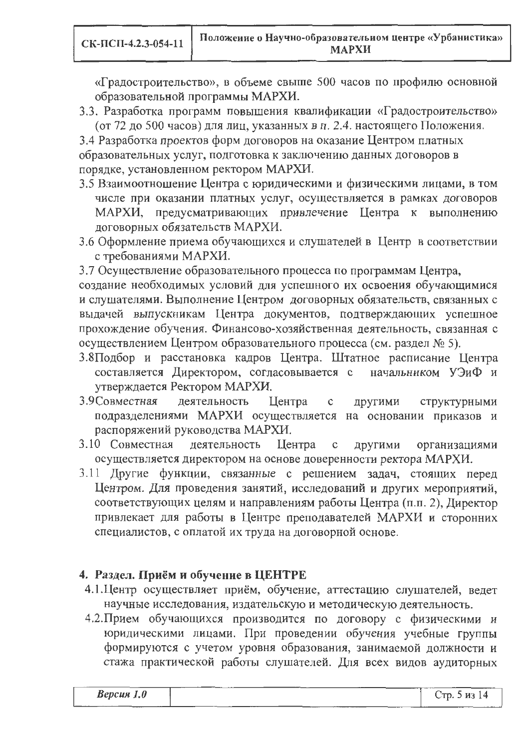«Градостроительство», в объеме свыше 500 часов по профилю основной образовательной программы МАРХИ.

3.3. Разработка программ повышения квалификации «Градостроительство» (от 72 до 500 часов) для лиц, указанных в *п. 2.4.* настоящего Положения.

3.4 Разработка проектов форм договоров на оказание Центром платных образовательных услуг, подготовка к заключению данных договоров в порядке, установленном ректором МАРХИ.

3.5 Взаимоотношение Центра с юридическими и физическими лицами, в том числе при оказании платных услуг, осуществляется в рамках договоров МАРХИ, предусматривающих привлечение Центра к выполнению договорных обязательств МАРХИ.

3.6 Оформление приема обучающихся и слушателей в Центр в соответствии с требованиями МАРХИ.

3.7 Осуществление образовательного процесса по программам Центра, создание необходимых условий для успешного их освоения обучающимися и слушателями. Выполнение Центром договорных обязательств, связанных с выдачей выпускникам Центра документов, подтверждающих успешное прохождение обучения. Финансово-хозяйственная деятельность, связанная с осуществлением Центром образовательного процесса (см. раздел № 5).

3.8Подбор и расстановка кадров Центра. Штатное расписание Центра составляется Директором, согласовывается с начальником УЭиФ и утверждается Ректором МАРХИ.

3.9Совместная деятельность Центра с другими структурными подразделениями МАРХИ осуществляется на основании приказов и распоряжений руководства МАРХИ.

3.10 Совместная деятельность Центра с другими организациями осуществляется директором на основе доверенности ректора МАРХИ.

3.11 Другие функции, связанные с решением задач, стоящих перед Центром. Для проведения занятий, исследований и других мероприятий, соответствующих целям и направлениям работы Центра (п.п. 2), Директор привлекает для работы в Центре преподавателей МАРХИ и сторонних специалистов, с оплатой их труда на договорной основе.

## 4. Раздел. Приём и обучение в ЦЕНТРЕ

4.1.Центр осуществляет приём, обучение, аттестацию слушателей, ведет научные исследования, издательскую и методическую деятельность.

4.2.Прием обучающихся производится по договору с физическими и юридическими лицами. При проведении обучения учебные группы формируются с учетом уровня образования, занимаемой должности и стажа практической работы слушателей. Для всех видов аудиторных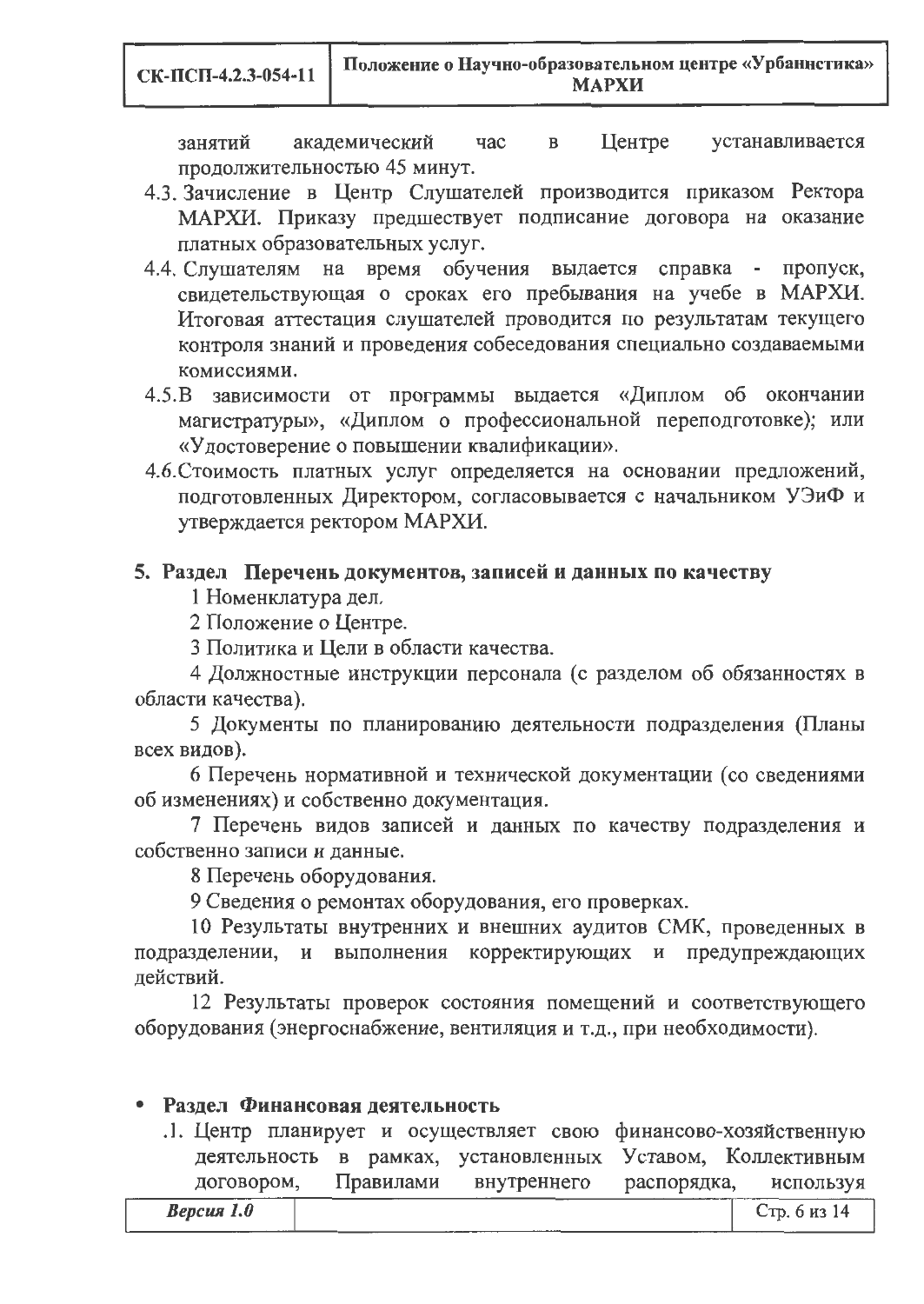занятий академический час в Центре устанавливается продолжительностью 45 минут.

4.3. Зачисление в Центр Слушателей производится приказом Ректора МАРХИ. Приказу предшествует подписание договора на оказание платных образовательных услуг.

4.4. Слушателям на время обучения выдается справка - пропуск, свидетельствующая о сроках его пребывания на учебе в МАРХИ. Итоговая аттестация слушателей проводится по результатам текущего контроля знаний и проведения собеседования специально создаваемыми комиссиями.

4.5. В зависимости от программы выдается «Диплом об окончании магистратуры», «Диплом о профессиональной переподготовке); или «Удостоверение о повышении квалификации».

4.6. Стоимость платных услуг определяется на основании предложений, подготовленных Директором, согласовывается с начальником УЭиФ и утверждается ректором МАРХИ.

## 5. Раздел Перечень документов, записей и данных по качеству

1 Номенклатура дел.

2 Положение о Центре.

3 Политика и Цели в области качества.

4 Должностные инструкции персонала (с разделом об обязанностях в области качества).

5 Документы по планированию деятельности подразделения (Планы всех видов).

6 Перечень нормативной и технической документации (со сведениями об изменениях) и собственно документация.

7 Перечень видов записей и данных по качеству подразделения и собственно записи и данные.

8 Перечень оборудования.

9 Сведения о ремонтах оборудования, его проверках.

10 Результаты внутренних и внешних аудитов СМК, проведенных в подразделении, и выполнения корректирующих и предупреждающих действий.

12 Результаты проверок состояния помещений и соответствующего оборудования (энергоснабжение, вентиляция и т.д., при необходимости).

## • Раздел Финансовая деятельность

.1. Центр планирует и осуществляет свою финансово-хозяйственную деятельность в рамках, установленных Уставом, Коллективным договором, Правилами внутреннего распорядка, используя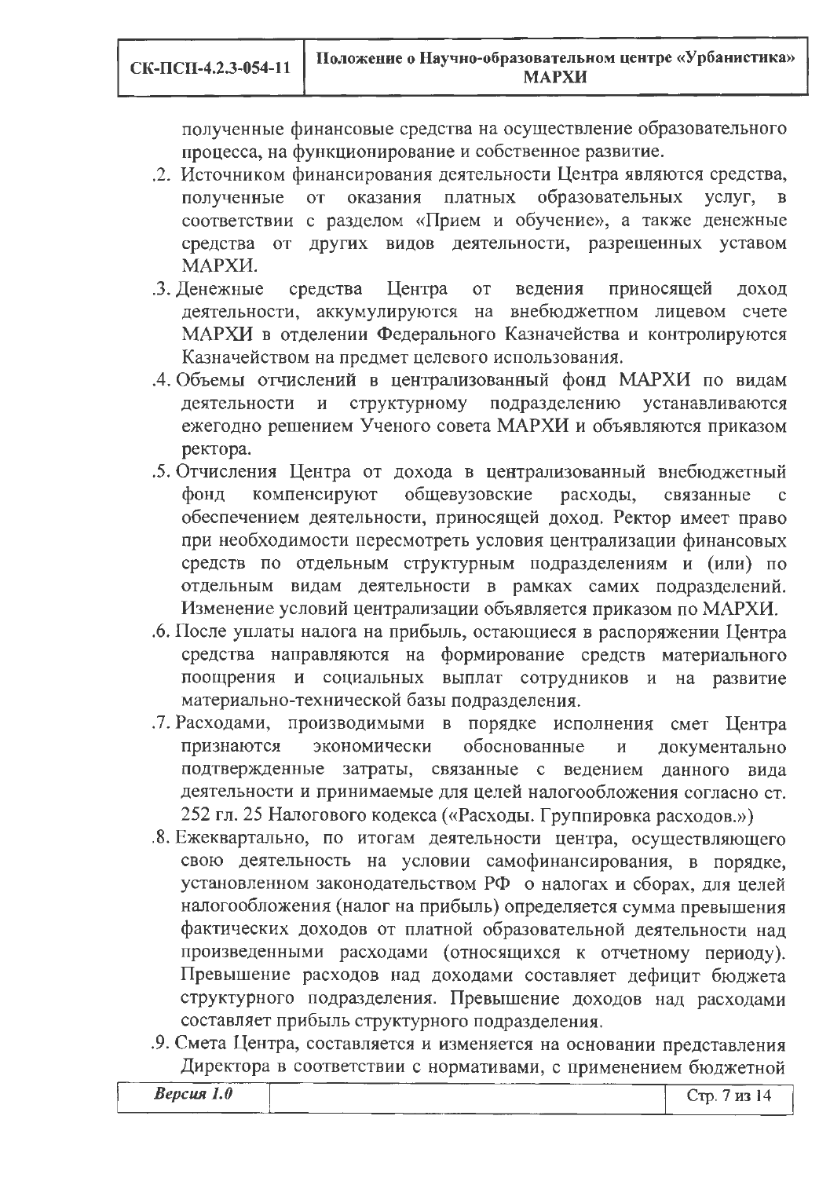полученные финансовые средства на осуществление образовательного процесса, на функционирование и собственное развитие.

.2. Источником финансирования деятельности Центра являются средства, полученные от оказания платных образовательных услуг, в соответствии с разделом «Прием и обучение», а также денежные средства от других видов деятельности, разрешенных уставом МАРХИ.

.3. Денежные средства Центра от ведения приносящей доход деятельности, аккумулируются на внебюджетном лицевом счете МАРХИ в отделении Федерального Казначейства и контролируются Казначейством на предмет целевого использования.

.4. Объемы отчислений в централизованный фонд МАРХИ по видам деятельности и структурному подразделению устанавливаются ежегодно решением Ученого совета МАРХИ и объявляются приказом ректора.

.5. Отчисления Центра от дохода в централизованный внебюджетный фонд компенсируют общевузовские расходы, связанные с обеспечением деятельности, приносящей доход. Ректор имеет право при необходимости пересмотреть условия централизации финансовых средств по отдельным структурным подразделениям и (или) по отдельным видам деятельности в рамках самих подразделений. Изменение условий централизации объявляется приказом по МАРХИ.

.6. После уплаты налога на прибыль, остающиеся в распоряжении Центра средства направляются на формирование средств материального поощрения и социальных выплат сотрудников и на развитие материально-технической базы подразделения.

.7. Расходами, производимыми в порядке исполнения смет Центра признаются экономически обоснованные и документально подтвержденные затраты, связанные с ведением данного вида деятельности и принимаемые для целей налогообложения согласно ст. 252 гл. 25 Налогового кодекса («Расходы. Группировка расходов.»)

.8. Ежеквартально, по итогам деятельности центра, осуществляющего свою деятельность на условии самофинансирования, в порядке, установленном законодательством РФ о налогах и сборах, для целей налогообложения (налог на прибыль) определяется сумма превышения фактических доходов от платной образовательной деятельности над произведенными расходами (относящихся к отчетному периоду). Превышение расходов над доходами составляет дефицит бюджета структурного подразделения. Превышение доходов над расходами составляет прибыль структурного подразделения.

.9. Смета Центра, составляется и изменяется на основании представления Директора в соответствии с нормативами, с применением бюджетной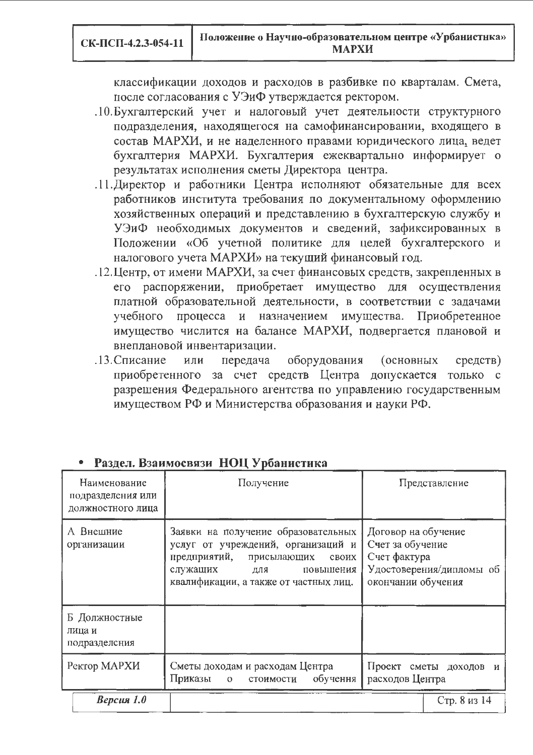классификации доходов и расходов в разбивке по кварталам. Смета, после согласования с УЭиФ утверждается ректором.

.10. Бухгалтерский учет и налоговый учет деятельности структурного подразделения, находящегося на самофинансировании, входящего в состав МАРХИ, и не наделенного правами юридического лица, ведет бухгалтерия МАРХИ. Бухгалтерия ежеквартально информирует о результатах исполнения сметы Директора центра.

.11. Директор и работники Центра исполняют обязательные для всех работников института требования по документальному оформлению хозяйственных операций и представлению в бухгалтерскую службу и УЭиФ необходимых документов и сведений, зафиксированных в Положении «Об учетной политике для целей бухгалтерского и налогового учета МАРХИ» на текущий финансовый год.

.12. Центр, от имени МАРХИ, за счет финансовых средств, закрепленных в его распоряжении, приобретает имущество для осуществления платной образовательной деятельности, в соответствии с задачами учебного процесса и назначением имущества. Приобретенное имущество числится на балансе МАРХИ, подвергается плановой и внеплановой инвентаризации.

.13. Списание или передача оборудования (основных средств) приобретенного за счет средств Центра допускается только с разрешения Федерального агентства по управлению государственным имуществом РФ и Министерства образования и науки РФ.

- **Раздел. Взаимосвязи НОЦ Урбанистика**

| Наименование подразделения или должностного лица | Получение | Представление |
|---|---|---|
| А Внешние организации | Заявки на получение образовательных услуг от учреждений, организаций и предприятий, присылающих своих служащих для повышения квалификации, а также от частных лиц. | Договор на обучение<br>Счет за обучение<br>Счет фактура<br>Удостоверения/дипломы об окончании обучения |
| Б Должностные лица и подразделения | | |
| Ректор МАРХИ | Сметы доходам и расходам Центра<br>Приказы о стоимости обучения | Проект сметы доходов и расходов Центра |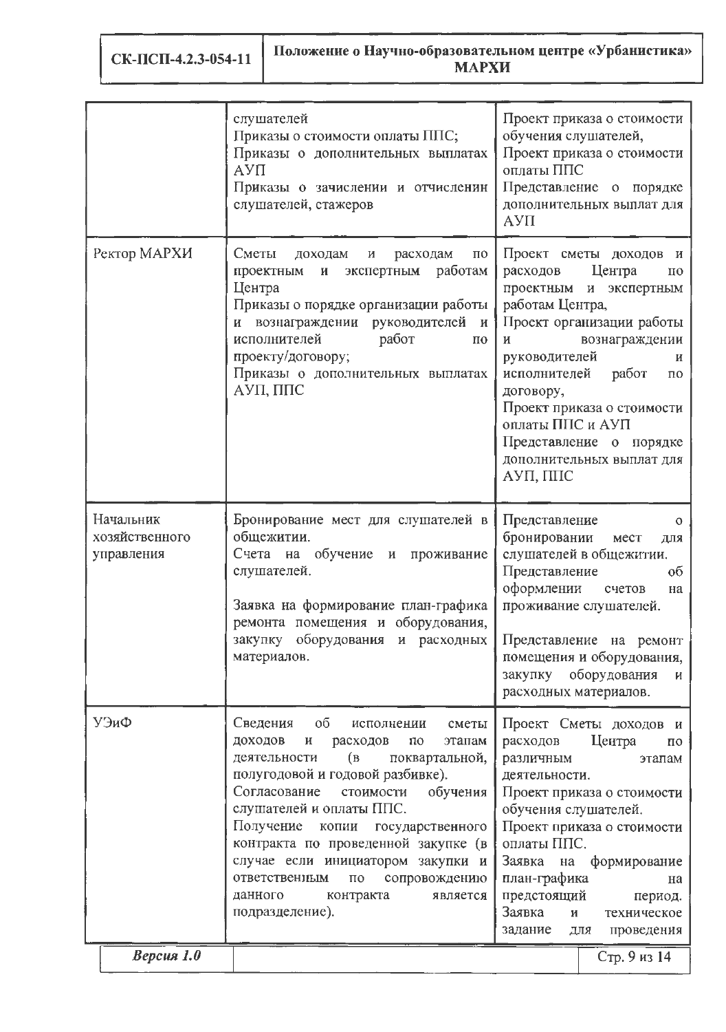| | | |
|---|---|---|
| | слушателей<br>Приказы о стоимости оплаты ППС;<br>Приказы о дополнительных выплатах АУП<br>Приказы о зачислении и отчислении слушателей, стажеров | Проект приказа о стоимости обучения слушателей,<br>Проект приказа о стоимости оплаты ППС<br>Представление о порядке дополнительных выплат для АУП |
| Ректор МАРХИ | Сметы доходам и расходам по проектным и экспертным работам Центра<br>Приказы о порядке организации работы и вознаграждении руководителей и исполнителей работ по проекту/договору;<br>Приказы о дополнительных выплатах АУП, ППС | Проект сметы доходов и расходов Центра по проектным и экспертным работам Центра,<br>Проект организации работы и вознаграждении руководителей и исполнителей работ по договору,<br>Проект приказа о стоимости оплаты ППС и АУП<br>Представление о порядке дополнительных выплат для АУП, ППС |
| Начальник хозяйственного управления | Бронирование мест для слушателей в общежитии.<br>Счета на обучение и проживание слушателей.<br><br>Заявка на формирование план-графика ремонта помещения и оборудования, закупку оборудования и расходных материалов. | Представление о бронировании мест для слушателей в общежитии.<br>Представление об оформлении счетов на проживание слушателей.<br><br>Представление на ремонт помещения и оборудования, закупку оборудования и расходных материалов. |
| УЭиФ | Сведения об исполнении сметы доходов и расходов по этапам деятельности (в поквартальной, полугодовой и годовой разбивке).<br>Согласование стоимости обучения слушателей и оплаты ППС.<br>Получение копии государственного контракта по проведенной закупке (в случае если инициатором закупки и ответственным по сопровождению данного контракта является подразделение). | Проект Сметы доходов и расходов Центра по различным этапам деятельности.<br>Проект приказа о стоимости обучения слушателей.<br>Проект приказа о стоимости оплаты ППС.<br>Заявка на формирование план-графика на предстоящий период.<br>Заявка и техническое задание для проведения |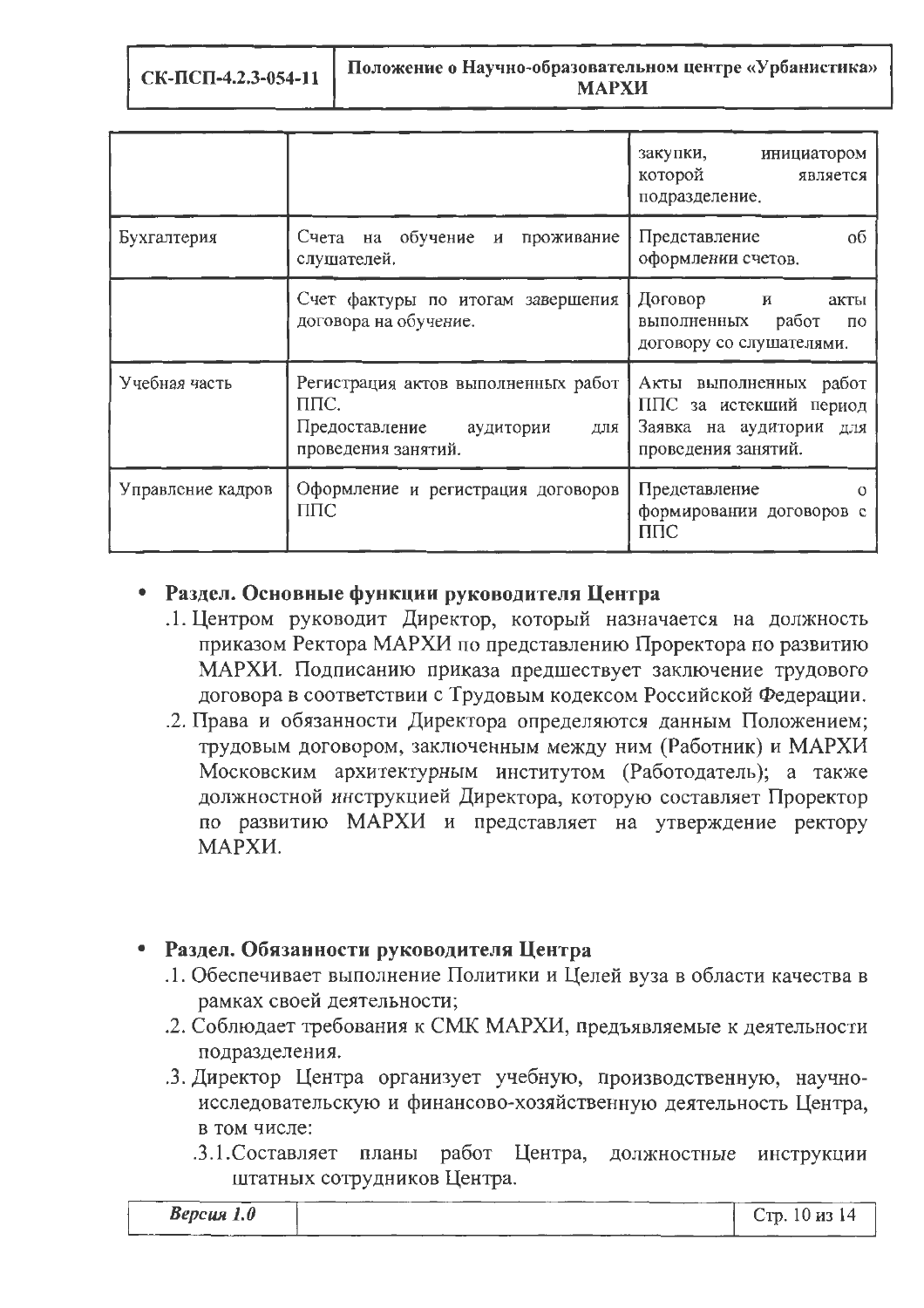| | | |
|---|---|---|
| | | закупки, инициатором которой является подразделение. |
| Бухгалтерия | Счета на обучение и проживание слушателей. | Представление об оформлении счетов. |
| | Счет фактуры по итогам завершения договора на обучение. | Договор и акты выполненных работ по договору со слушателями. |
| Учебная часть | Регистрация актов выполненных работ ППС.<br>Предоставление аудитории для проведения занятий. | Акты выполненных работ ППС за истекший период<br>Заявка на аудитории для проведения занятий. |
| Управление кадров | Оформление и регистрация договоров ППС | Представление о формировании договоров с ППС |

- **Раздел. Основные функции руководителя Центра**
  - .1. Центром руководит Директор, который назначается на должность приказом Ректора МАРХИ по представлению Проректора по развитию МАРХИ. Подписанию приказа предшествует заключение трудового договора в соответствии с Трудовым кодексом Российской Федерации.
  - .2. Права и обязанности Директора определяются данным Положением; трудовым договором, заключенным между ним (Работник) и МАРХИ Московским архитектурным институтом (Работодатель); а также должностной инструкцией Директора, которую составляет Проректор по развитию МАРХИ и представляет на утверждение ректору МАРХИ.

- **Раздел. Обязанности руководителя Центра**
  - .1. Обеспечивает выполнение Политики и Целей вуза в области качества в рамках своей деятельности;
  - .2. Соблюдает требования к СМК МАРХИ, предъявляемые к деятельности подразделения.
  - .3. Директор Центра организует учебную, производственную, научно-исследовательскую и финансово-хозяйственную деятельность Центра, в том числе:
    - .3.1. Составляет планы работ Центра, должностные инструкции штатных сотрудников Центра.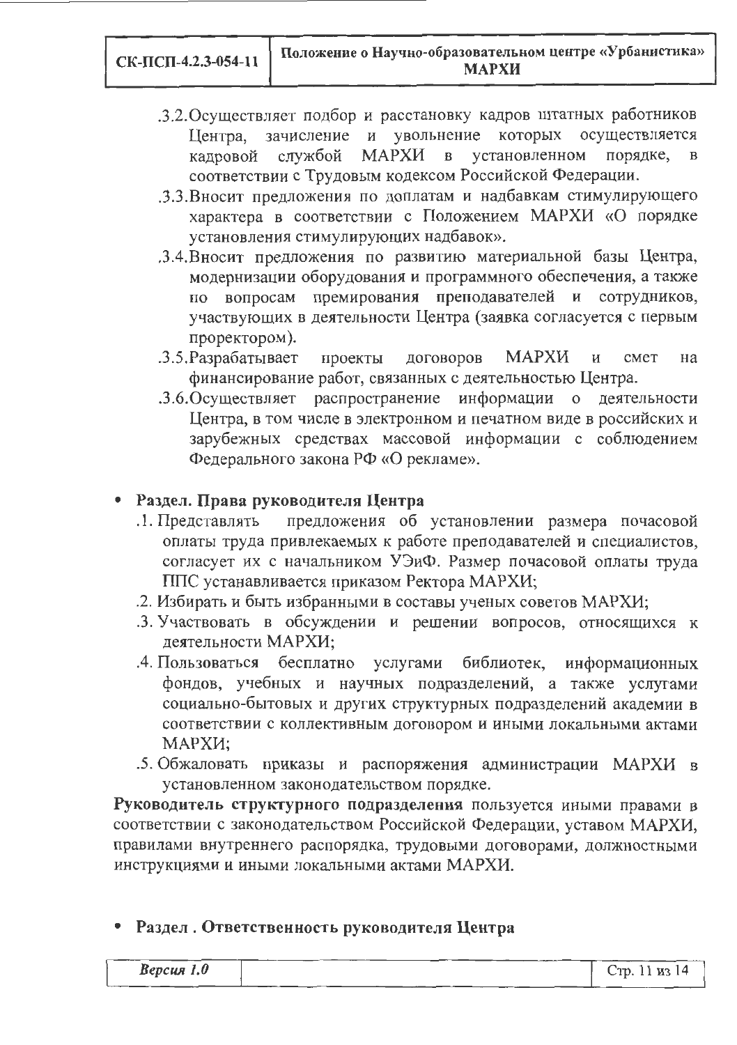.3.2. Осуществляет подбор и расстановку кадров штатных работников Центра, зачисление и увольнение которых осуществляется кадровой службой МАРХИ в установленном порядке, в соответствии с Трудовым кодексом Российской Федерации.

.3.3. Вносит предложения по доплатам и надбавкам стимулирующего характера в соответствии с Положением МАРХИ «О порядке установления стимулирующих надбавок».

.3.4. Вносит предложения по развитию материальной базы Центра, модернизации оборудования и программного обеспечения, а также по вопросам премирования преподавателей и сотрудников, участвующих в деятельности Центра (заявка согласуется с первым проректором).

.3.5. Разрабатывает проекты договоров МАРХИ и смет на финансирование работ, связанных с деятельностью Центра.

.3.6. Осуществляет распространение информации о деятельности Центра, в том числе в электронном и печатном виде в российских и зарубежных средствах массовой информации с соблюдением Федерального закона РФ «О рекламе».

- **Раздел. Права руководителя Центра**

.1. Представлять предложения об установлении размера почасовой оплаты труда привлекаемых к работе преподавателей и специалистов, согласует их с начальником УЭиФ. Размер почасовой оплаты труда ППС устанавливается приказом Ректора МАРХИ;

.2. Избирать и быть избранными в составы ученых советов МАРХИ;

.3. Участвовать в обсуждении и решении вопросов, относящихся к деятельности МАРХИ;

.4. Пользоваться бесплатно услугами библиотек, информационных фондов, учебных и научных подразделений, а также услугами социально-бытовых и других структурных подразделений академии в соответствии с коллективным договором и иными локальными актами МАРХИ;

.5. Обжаловать приказы и распоряжения администрации МАРХИ в установленном законодательством порядке.

**Руководитель структурного подразделения** пользуется иными правами в соответствии с законодательством Российской Федерации, уставом МАРХИ, правилами внутреннего распорядка, трудовыми договорами, должностными инструкциями и иными локальными актами МАРХИ.

- **Раздел . Ответственность руководителя Центра**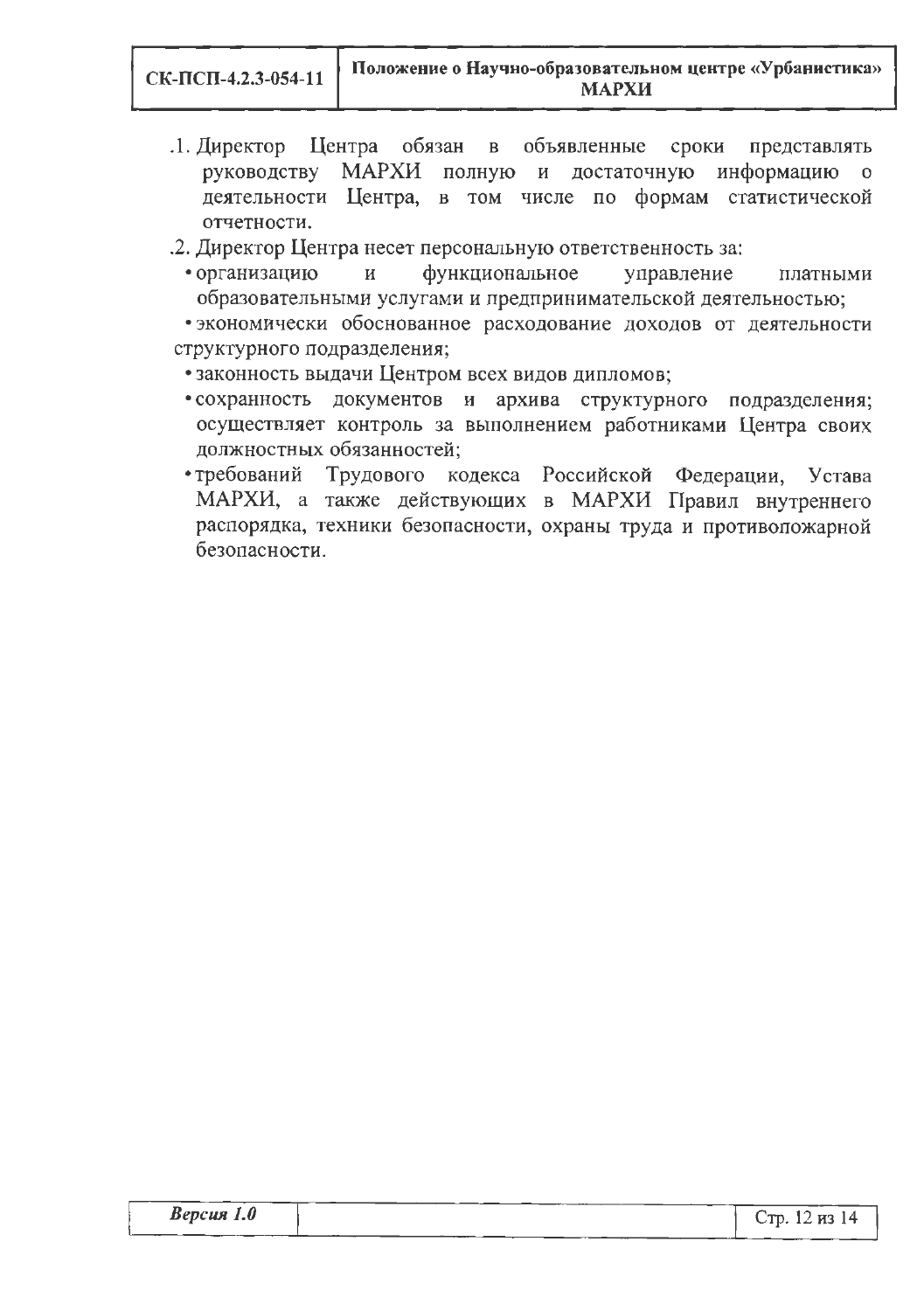.1. Директор Центра обязан в объявленные сроки представлять руководству МАРХИ полную и достаточную информацию о деятельности Центра, в том числе по формам статистической отчетности.

.2. Директор Центра несет персональную ответственность за:

- организацию и функциональное управление платными образовательными услугами и предпринимательской деятельностью;
- экономически обоснованное расходование доходов от деятельности структурного подразделения;
- законность выдачи Центром всех видов дипломов;
- сохранность документов и архива структурного подразделения; осуществляет контроль за выполнением работниками Центра своих должностных обязанностей;
- требований Трудового кодекса Российской Федерации, Устава МАРХИ, а также действующих в МАРХИ Правил внутреннего распорядка, техники безопасности, охраны труда и противопожарной безопасности.